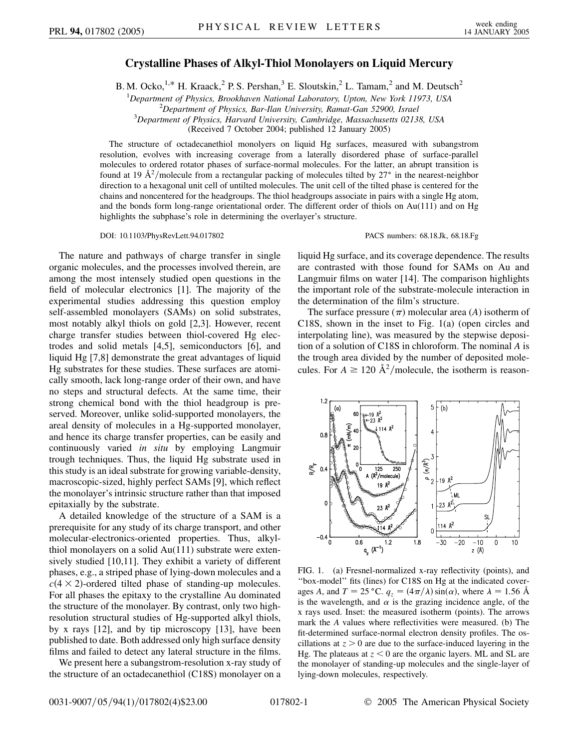# Crystalline Phases of Alkyl-Thiol Monolayers on Liquid Mercury

B. M. Ocko,[1,*] H. Kraack,[2] P. S. Pershan,[3] E. Sloutskin,[2] L. Tamam,[2] and M. Deutsch[2]

[1]Department of Physics, Brookhaven National Laboratory, Upton, New York 11973, USA
[2]Department of Physics, Bar-Ilan University, Ramat-Gan 52900, Israel
[3]Department of Physics, Harvard University, Cambridge, Massachusetts 02138, USA

(Received 7 October 2004; published 12 January 2005)

The structure of octadecanethiol monolayers on liquid Hg surfaces, measured with subangstrom resolution, evolves with increasing coverage from a laterally disordered phase of surface-parallel molecules to ordered rotator phases of surface-normal molecules. For the latter, an abrupt transition is found at 19 Å$^2$/molecule from a rectangular packing of molecules tilted by 27° in the nearest-neighbor direction to a hexagonal unit cell of untilted molecules. The unit cell of the tilted phase is centered for the chains and noncentered for the headgroups. The thiol headgroups associate in pairs with a single Hg atom, and the bonds form long-range orientational order. The different order of thiols on Au(111) and on Hg highlights the subphase's role in determining the overlayer's structure.

DOI: 10.1103/PhysRevLett.94.017802 PACS numbers: 68.18.Jk, 68.18.Fg

The nature and pathways of charge transfer in single organic molecules, and the processes involved therein, are among the most intensely studied open questions in the field of molecular electronics [1]. The majority of the experimental studies addressing this question employ self-assembled monolayers (SAMs) on solid substrates, most notably alkyl thiols on gold [2,3]. However, recent charge transfer studies between thiol-covered Hg electrodes and solid metals [4,5], semiconductors [6], and liquid Hg [7,8] demonstrate the great advantages of liquid Hg substrates for these studies. These surfaces are atomically smooth, lack long-range order of their own, and have no steps and structural defects. At the same time, their strong chemical bond with the thiol headgroup is preserved. Moreover, unlike solid-supported monolayers, the areal density of molecules in a Hg-supported monolayer, and hence its charge transfer properties, can be easily and continuously varied *in situ* by employing Langmuir trough techniques. Thus, the liquid Hg substrate used in this study is an ideal substrate for growing variable-density, macroscopic-sized, highly perfect SAMs [9], which reflect the monolayer's intrinsic structure rather than that imposed epitaxially by the substrate.

A detailed knowledge of the structure of a SAM is a prerequisite for any study of its charge transport, and other molecular-electronics-oriented properties. Thus, alkyl-thiol monolayers on a solid Au(111) substrate were extensively studied [10,11]. They exhibit a variety of different phases, e.g., a striped phase of lying-down molecules and a $c(4 \times 2)$-ordered tilted phase of standing-up molecules. For all phases the epitaxy to the crystalline Au dominated the structure of the monolayer. By contrast, only two high-resolution structural studies of Hg-supported alkyl thiols, by x rays [12], and by tip microscopy [13], have been published to date. Both addressed only high surface density films and failed to detect any lateral structure in the films.

We present here a subangstrom-resolution x-ray study of the structure of an octadecanethiol (C18S) monolayer on a liquid Hg surface, and its coverage dependence. The results are contrasted with those found for SAMs on Au and Langmuir films on water [14]. The comparison highlights the important role of the substrate-molecule interaction in the determination of the film's structure.

The surface pressure ($\pi$) molecular area ($A$) isotherm of C18S, shown in the inset to Fig. 1(a) (open circles and interpolating line), was measured by the stepwise deposition of a solution of C18S in chloroform. The nominal $A$ is the trough area divided by the number of deposited molecules. For $A \geq 120$ Å$^2$/molecule, the isotherm is reason-

FIG. 1. (a) Fresnel-normalized x-ray reflectivity (points), and "box-model" fits (lines) for C18S on Hg at the indicated coverages $A$, and $T = 25$ °C. $q_z = (4\pi/\lambda)\sin(\alpha)$, where $\lambda = 1.56$ Å is the wavelength, and $\alpha$ is the grazing incidence angle, of the x rays used. Inset: the measured isotherm (points). The arrows mark the $A$ values where reflectivities were measured. (b) The fit-determined surface-normal electron density profiles. The oscillations at $z > 0$ are due to the surface-induced layering in the Hg. The plateaus at $z < 0$ are the organic layers. ML and SL are the monolayer of standing-up molecules and the single-layer of lying-down molecules, respectively.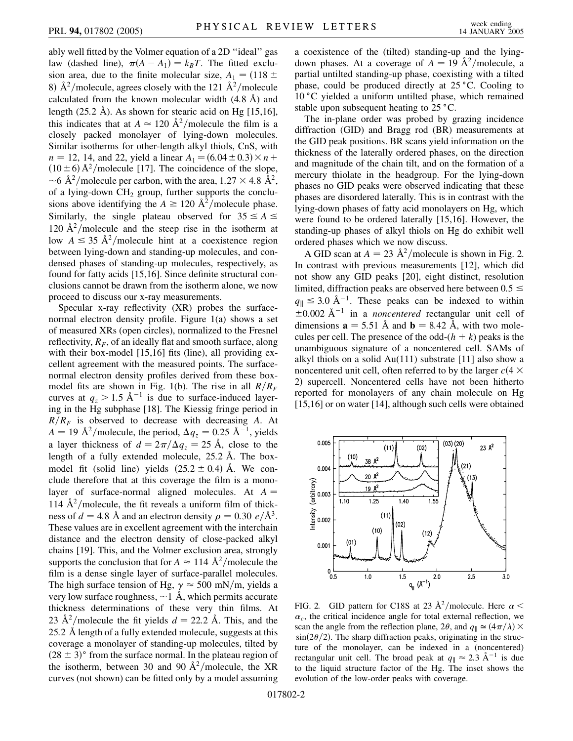ably well fitted by the Volmer equation of a 2D "ideal" gas law (dashed line), $\pi(A - A_1) = k_B T$. The fitted exclusion area, due to the finite molecular size, $A_1 = (118 \pm 8)$ Å$^2$/molecule, agrees closely with the 121 Å$^2$/molecule calculated from the known molecular width (4.8 Å) and length (25.2 Å). As shown for stearic acid on Hg [15,16], this indicates that at $A \approx 120$ Å$^2$/molecule the film is a closely packed monolayer of lying-down molecules. Similar isotherms for other-length alkyl thiols, CnS, with $n = 12$, 14, and 22, yield a linear $A_1 = (6.04 \pm 0.3) \times n + (10 \pm 6)$ Å$^2$/molecule [17]. The coincidence of the slope, $\sim 6$ Å$^2$/molecule per carbon, with the area, $1.27 \times 4.8$ Å$^2$, of a lying-down $CH_2$ group, further supports the conclusions above identifying the $A \geq 120$ Å$^2$/molecule phase. Similarly, the single plateau observed for $35 \leq A \leq 120$ Å$^2$/molecule and the steep rise in the isotherm at low $A \leq 35$ Å$^2$/molecule hint at a coexistence region between lying-down and standing-up molecules, and condensed phases of standing-up molecules, respectively, as found for fatty acids [15,16]. Since definite structural conclusions cannot be drawn from the isotherm alone, we now proceed to discuss our x-ray measurements.

Specular x-ray reflectivity (XR) probes the surface-normal electron density profile. Figure 1(a) shows a set of measured XRs (open circles), normalized to the Fresnel reflectivity, $R_F$, of an ideally flat and smooth surface, along with their box-model [15,16] fits (line), all providing excellent agreement with the measured points. The surface-normal electron density profiles derived from these box-model fits are shown in Fig. 1(b). The rise in all $R/R_F$ curves at $q_z > 1.5$ Å$^{-1}$ is due to surface-induced layering in the Hg subphase [18]. The Kiessig fringe period in $R/R_F$ is observed to decrease with decreasing $A$. At $A = 19$ Å$^2$/molecule, the period, $\Delta q_z = 0.25$ Å$^{-1}$, yields a layer thickness of $d = 2\pi/\Delta q_z = 25$ Å, close to the length of a fully extended molecule, 25.2 Å. The box-model fit (solid line) yields $(25.2 \pm 0.4)$ Å. We conclude therefore that at this coverage the film is a monolayer of surface-normal aligned molecules. At $A = 114$ Å$^2$/molecule, the fit reveals a uniform film of thickness of $d = 4.8$ Å and an electron density $\rho = 0.30$ $e$/Å$^3$. These values are in excellent agreement with the interchain distance and the electron density of close-packed alkyl chains [19]. This, and the Volmer exclusion area, strongly supports the conclusion that for $A \approx 114$ Å$^2$/molecule the film is a dense single layer of surface-parallel molecules. The high surface tension of Hg, $\gamma \approx 500$ mN/m, yields a very low surface roughness, $\sim 1$ Å, which permits accurate thickness determinations of these very thin films. At 23 Å$^2$/molecule the fit yields $d = 22.2$ Å. This, and the 25.2 Å length of a fully extended molecule, suggests at this coverage a monolayer of standing-up molecules, tilted by $(28 \pm 3)°$ from the surface normal. In the plateau region of the isotherm, between 30 and 90 Å$^2$/molecule, the XR curves (not shown) can be fitted only by a model assuming a coexistence of the (tilted) standing-up and the lying-down phases. At a coverage of $A = 19$ Å$^2$/molecule, a partial untilted standing-up phase, coexisting with a tilted phase, could be produced directly at 25 °C. Cooling to 10 °C yielded a uniform untilted phase, which remained stable upon subsequent heating to 25 °C.

The in-plane order was probed by grazing incidence diffraction (GID) and Bragg rod (BR) measurements at the GID peak positions. BR scans yield information on the thickness of the laterally ordered phases, on the direction and magnitude of the chain tilt, and on the formation of a mercury thiolate in the headgroup. For the lying-down phases no GID peaks were observed indicating that these phases are disordered laterally. This is in contrast with the lying-down phases of fatty acid monolayers on Hg, which were found to be ordered laterally [15,16]. However, the standing-up phases of alkyl thiols on Hg do exhibit well ordered phases which we now discuss.

A GID scan at $A = 23$ Å$^2$/molecule is shown in Fig. 2. In contrast with previous measurements [12], which did not show any GID peaks [20], eight distinct, resolution limited, diffraction peaks are observed here between $0.5 \leq q_\parallel \leq 3.0$ Å$^{-1}$. These peaks can be indexed to within $\pm 0.002$ Å$^{-1}$ in a *noncentered* rectangular unit cell of dimensions $\mathbf{a} = 5.51$ Å and $\mathbf{b} = 8.42$ Å, with two molecules per cell. The presence of the odd-$(h + k)$ peaks is the unambiguous signature of a noncentered cell. SAMs of alkyl thiols on a solid Au(111) substrate [11] also show a noncentered unit cell, often referred to by the larger $c(4 \times 2)$ supercell. Noncentered cells have not been hitherto reported for monolayers of any chain molecule on Hg [15,16] or on water [14], although such cells were obtained

FIG. 2. GID pattern for C18S at 23 Å$^2$/molecule. Here $\alpha < \alpha_c$, the critical incidence angle for total external reflection, we scan the angle from the reflection plane, $2\theta$, and $q_\parallel \simeq (4\pi/\lambda) \times \sin(2\theta/2)$. The sharp diffraction peaks, originating in the structure of the monolayer, can be indexed in a (noncentered) rectangular unit cell. The broad peak at $q_\parallel \approx 2.3$ Å$^{-1}$ is due to the liquid structure factor of the Hg. The inset shows the evolution of the low-order peaks with coverage.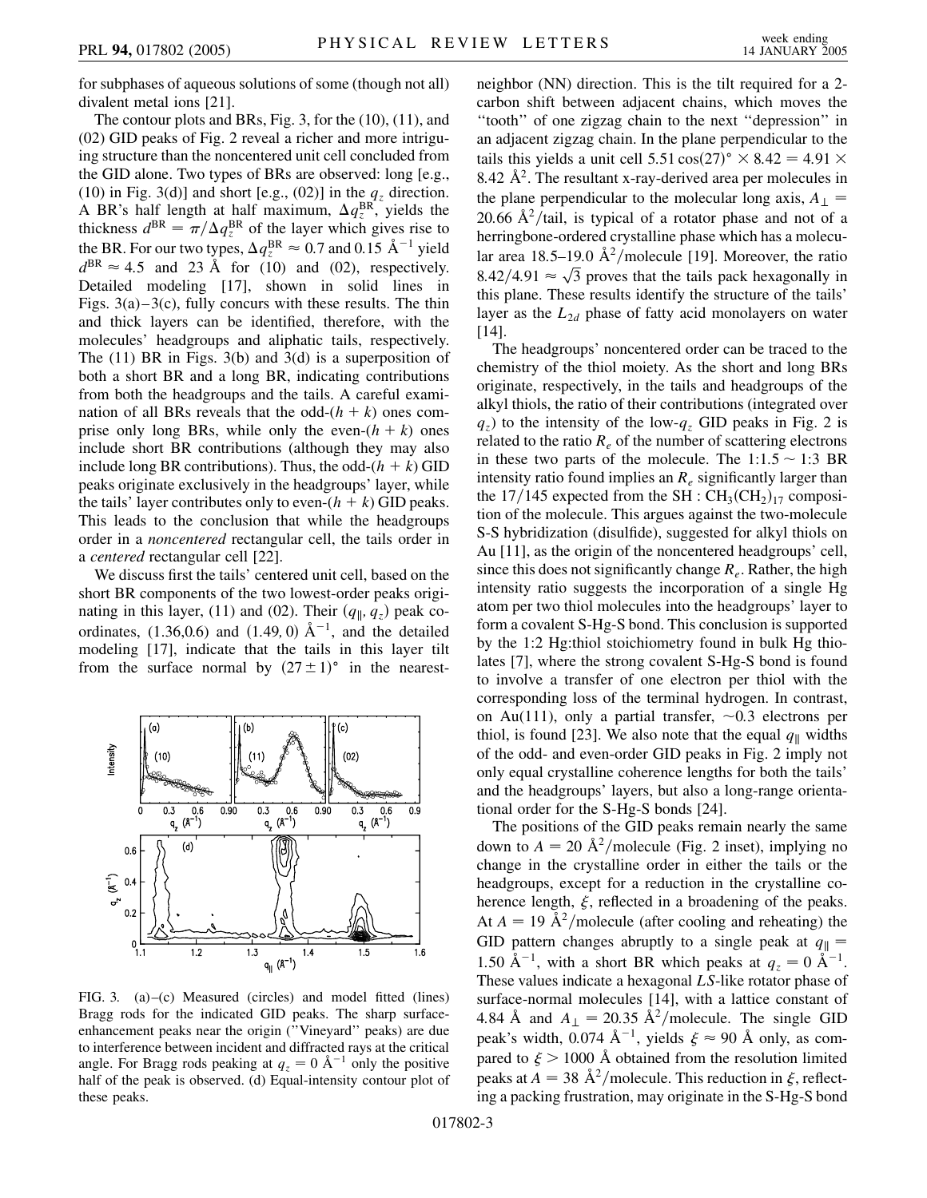for subphases of aqueous solutions of some (though not all) divalent metal ions [21].

The contour plots and BRs, Fig. 3, for the (10), (11), and (02) GID peaks of Fig. 2 reveal a richer and more intriguing structure than the noncentered unit cell concluded from the GID alone. Two types of BRs are observed: long [e.g., (10) in Fig. 3(d)] and short [e.g., (02)] in the $q_z$ direction. A BR's half length at half maximum, $\Delta q_z^{BR}$, yields the thickness $d^{BR} = \pi/\Delta q_z^{BR}$ of the layer which gives rise to the BR. For our two types, $\Delta q_z^{BR} \approx 0.7$ and $0.15$ Å$^{-1}$ yield $d^{BR} \approx 4.5$ and $23$ Å for (10) and (02), respectively. Detailed modeling [17], shown in solid lines in Figs. 3(a)–3(c), fully concurs with these results. The thin and thick layers can be identified, therefore, with the molecules' headgroups and aliphatic tails, respectively. The (11) BR in Figs. 3(b) and 3(d) is a superposition of both a short BR and a long BR, indicating contributions from both the headgroups and the tails. A careful examination of all BRs reveals that the odd-$(h+k)$ ones comprise only long BRs, while only the even-$(h+k)$ ones include short BR contributions (although they may also include long BR contributions). Thus, the odd-$(h+k)$ GID peaks originate exclusively in the headgroups' layer, while the tails' layer contributes only to even-$(h+k)$ GID peaks. This leads to the conclusion that while the headgroups order in a *noncentered* rectangular cell, the tails order in a *centered* rectangular cell [22].

We discuss first the tails' centered unit cell, based on the short BR components of the two lowest-order peaks originating in this layer, (11) and (02). Their $(q_\parallel, q_z)$ peak coordinates, (1.36,0.6) and $(1.49, 0)$ Å$^{-1}$, and the detailed modeling [17], indicate that the tails in this layer tilt from the surface normal by $(27 \pm 1)°$ in the nearest-neighbor (NN) direction. This is the tilt required for a 2-carbon shift between adjacent chains, which moves the "tooth" of one zigzag chain to the next "depression" in an adjacent zigzag chain. In the plane perpendicular to the tails this yields a unit cell $5.51 \cos(27)° \times 8.42 = 4.91 \times 8.42$ Å$^2$. The resultant x-ray-derived area per molecules in the plane perpendicular to the molecular long axis, $A_\perp = 20.66$ Å$^2$/tail, is typical of a rotator phase and not of a herringbone-ordered crystalline phase which has a molecular area 18.5–19.0 Å$^2$/molecule [19]. Moreover, the ratio $8.42/4.91 \approx \sqrt{3}$ proves that the tails pack hexagonally in this plane. These results identify the structure of the tails' layer as the $L_{2d}$ phase of fatty acid monolayers on water [14].

The headgroups' noncentered order can be traced to the chemistry of the thiol moiety. As the short and long BRs originate, respectively, in the tails and headgroups of the alkyl thiols, the ratio of their contributions (integrated over $q_z$) to the intensity of the low-$q_z$ GID peaks in Fig. 2 is related to the ratio $R_e$ of the number of scattering electrons in these two parts of the molecule. The 1:1.5 ~ 1:3 BR intensity ratio found implies an $R_e$ significantly larger than the 17/145 expected from the $SH:CH_3(CH_2)_{17}$ composition of the molecule. This argues against the two-molecule S-S hybridization (disulfide), suggested for alkyl thiols on Au [11], as the origin of the noncentered headgroups' cell, since this does not significantly change $R_e$. Rather, the high intensity ratio suggests the incorporation of a single Hg atom per two thiol molecules into the headgroups' layer to form a covalent S-Hg-S bond. This conclusion is supported by the 1:2 Hg:thiol stoichiometry found in bulk Hg thiolates [7], where the strong covalent S-Hg-S bond is found to involve a transfer of one electron per thiol with the corresponding loss of the terminal hydrogen. In contrast, on Au(111), only a partial transfer, ~0.3 electrons per thiol, is found [23]. We also note that the equal $q_\parallel$ widths of the odd- and even-order GID peaks in Fig. 2 imply not only equal crystalline coherence lengths for both the tails' and the headgroups' layers, but also a long-range orientational order for the S-Hg-S bonds [24].

The positions of the GID peaks remain nearly the same down to $A = 20$ Å$^2$/molecule (Fig. 2 inset), implying no change in the crystalline order in either the tails or the headgroups, except for a reduction in the crystalline coherence length, $\xi$, reflected in a broadening of the peaks. At $A = 19$ Å$^2$/molecule (after cooling and reheating) the GID pattern changes abruptly to a single peak at $q_\parallel = 1.50$ Å$^{-1}$, with a short BR which peaks at $q_z = 0$ Å$^{-1}$. These values indicate a hexagonal *LS*-like rotator phase of surface-normal molecules [14], with a lattice constant of 4.84 Å and $A_\perp = 20.35$ Å$^2$/molecule. The single GID peak's width, 0.074 Å$^{-1}$, yields $\xi \approx 90$ Å only, as compared to $\xi > 1000$ Å obtained from the resolution limited peaks at $A = 38$ Å$^2$/molecule. This reduction in $\xi$, reflecting a packing frustration, may originate in the S-Hg-S bond

FIG. 3. (a)–(c) Measured (circles) and model fitted (lines) Bragg rods for the indicated GID peaks. The sharp surface-enhancement peaks near the origin ("Vineyard" peaks) are due to interference between incident and diffracted rays at the critical angle. For Bragg rods peaking at $q_z = 0$ Å$^{-1}$ only the positive half of the peak is observed. (d) Equal-intensity contour plot of these peaks.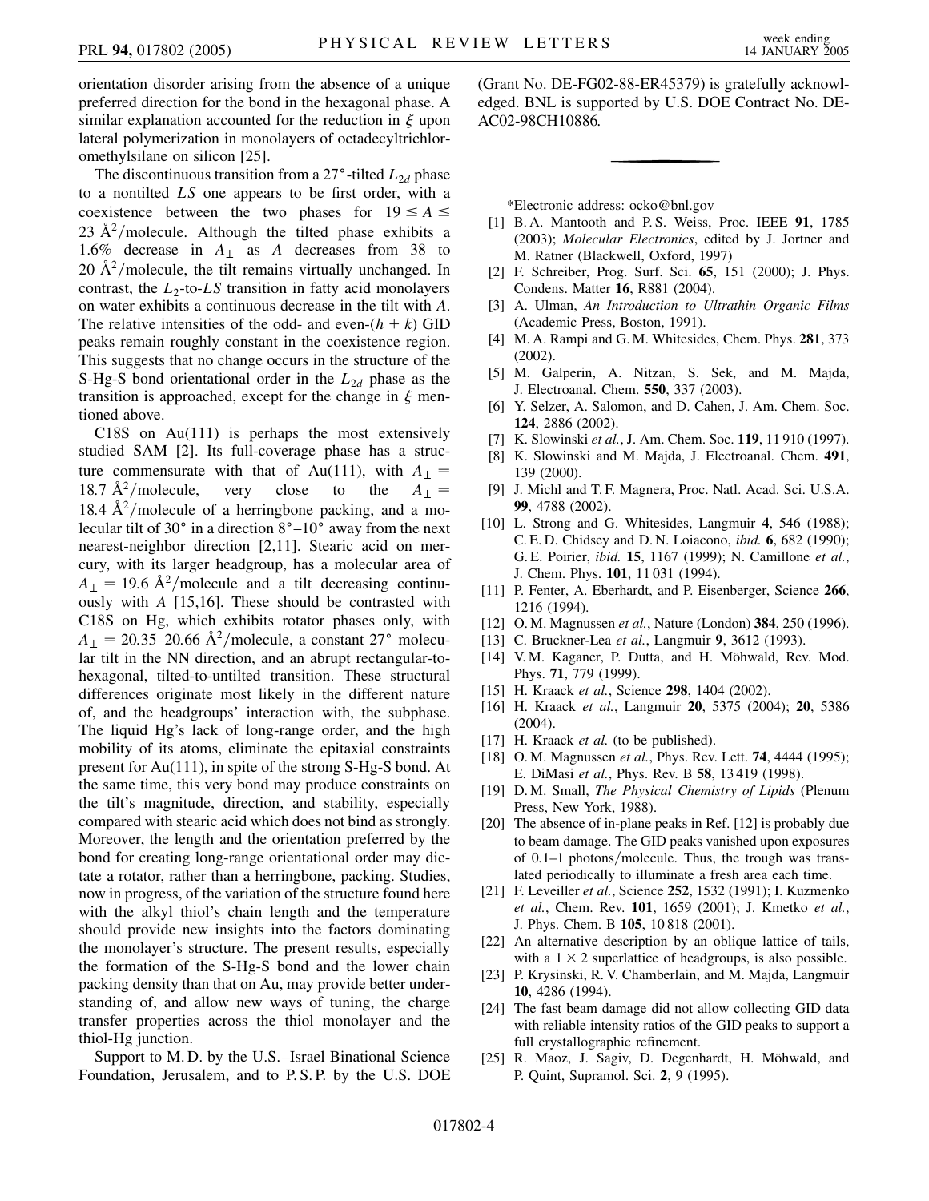orientation disorder arising from the absence of a unique preferred direction for the bond in the hexagonal phase. A similar explanation accounted for the reduction in $\xi$ upon lateral polymerization in monolayers of octadecyltrichloromethylsilane on silicon [25].

The discontinuous transition from a 27°-tilted $L_{2d}$ phase to a nontilted $LS$ one appears to be first order, with a coexistence between the two phases for $19 \leq A \leq 23$ Å$^2$/molecule. Although the tilted phase exhibits a 1.6% decrease in $A_\perp$ as $A$ decreases from 38 to 20 Å$^2$/molecule, the tilt remains virtually unchanged. In contrast, the $L_2$-to-$LS$ transition in fatty acid monolayers on water exhibits a continuous decrease in the tilt with $A$. The relative intensities of the odd- and even-$(h+k)$ GID peaks remain roughly constant in the coexistence region. This suggests that no change occurs in the structure of the S-Hg-S bond orientational order in the $L_{2d}$ phase as the transition is approached, except for the change in $\xi$ mentioned above.

C18S on Au(111) is perhaps the most extensively studied SAM [2]. Its full-coverage phase has a structure commensurate with that of Au(111), with $A_\perp = 18.7$ Å$^2$/molecule, very close to the $A_\perp = 18.4$ Å$^2$/molecule of a herringbone packing, and a molecular tilt of 30° in a direction 8°–10° away from the next nearest-neighbor direction [2,11]. Stearic acid on mercury, with its larger headgroup, has a molecular area of $A_\perp = 19.6$ Å$^2$/molecule and a tilt decreasing continuously with $A$ [15,16]. These should be contrasted with C18S on Hg, which exhibits rotator phases only, with $A_\perp = 20.35$–$20.66$ Å$^2$/molecule, a constant 27° molecular tilt in the NN direction, and an abrupt rectangular-to-hexagonal, tilted-to-untilted transition. These structural differences originate most likely in the different nature of, and the headgroups' interaction with, the subphase. The liquid Hg's lack of long-range order, and the high mobility of its atoms, eliminate the epitaxial constraints present for Au(111), in spite of the strong S-Hg-S bond. At the same time, this very bond may produce constraints on the tilt's magnitude, direction, and stability, especially compared with stearic acid which does not bind as strongly. Moreover, the length and the orientation preferred by the bond for creating long-range orientational order may dictate a rotator, rather than a herringbone, packing. Studies, now in progress, of the variation of the structure found here with the alkyl thiol's chain length and the temperature should provide new insights into the factors dominating the monolayer's structure. The present results, especially the formation of the S-Hg-S bond and the lower chain packing density than that on Au, may provide better understanding of, and allow new ways of tuning, the charge transfer properties across the thiol monolayer and the thiol-Hg junction.

Support to M. D. by the U.S.–Israel Binational Science Foundation, Jerusalem, and to P. S. P. by the U.S. DOE (Grant No. DE-FG02-88-ER45379) is gratefully acknowledged. BNL is supported by U.S. DOE Contract No. DE-AC02-98CH10886.

---

*Electronic address: ocko@bnl.gov

[1] B. A. Mantooth and P. S. Weiss, Proc. IEEE **91**, 1785 (2003); *Molecular Electronics*, edited by J. Jortner and M. Ratner (Blackwell, Oxford, 1997)

[2] F. Schreiber, Prog. Surf. Sci. **65**, 151 (2000); J. Phys. Condens. Matter **16**, R881 (2004).

[3] A. Ulman, *An Introduction to Ultrathin Organic Films* (Academic Press, Boston, 1991).

[4] M. A. Rampi and G. M. Whitesides, Chem. Phys. **281**, 373 (2002).

[5] M. Galperin, A. Nitzan, S. Sek, and M. Majda, J. Electroanal. Chem. **550**, 337 (2003).

[6] Y. Selzer, A. Salomon, and D. Cahen, J. Am. Chem. Soc. **124**, 2886 (2002).

[7] K. Slowinski *et al.*, J. Am. Chem. Soc. **119**, 11 910 (1997).

[8] K. Slowinski and M. Majda, J. Electroanal. Chem. **491**, 139 (2000).

[9] J. Michl and T. F. Magnera, Proc. Natl. Acad. Sci. U.S.A. **99**, 4788 (2002).

[10] L. Strong and G. Whitesides, Langmuir **4**, 546 (1988); C. E. D. Chidsey and D. N. Loiacono, *ibid.* **6**, 682 (1990); G. E. Poirier, *ibid.* **15**, 1167 (1999); N. Camillone *et al.*, J. Chem. Phys. **101**, 11 031 (1994).

[11] P. Fenter, A. Eberhardt, and P. Eisenberger, Science **266**, 1216 (1994).

[12] O. M. Magnussen *et al.*, Nature (London) **384**, 250 (1996).

[13] C. Bruckner-Lea *et al.*, Langmuir **9**, 3612 (1993).

[14] V. M. Kaganer, P. Dutta, and H. Möhwald, Rev. Mod. Phys. **71**, 779 (1999).

[15] H. Kraack *et al.*, Science **298**, 1404 (2002).

[16] H. Kraack *et al.*, Langmuir **20**, 5375 (2004); **20**, 5386 (2004).

[17] H. Kraack *et al.* (to be published).

[18] O. M. Magnussen *et al.*, Phys. Rev. Lett. **74**, 4444 (1995); E. DiMasi *et al.*, Phys. Rev. B **58**, 13 419 (1998).

[19] D. M. Small, *The Physical Chemistry of Lipids* (Plenum Press, New York, 1988).

[20] The absence of in-plane peaks in Ref. [12] is probably due to beam damage. The GID peaks vanished upon exposures of 0.1–1 photons/molecule. Thus, the trough was translated periodically to illuminate a fresh area each time.

[21] F. Leveiller *et al.*, Science **252**, 1532 (1991); I. Kuzmenko *et al.*, Chem. Rev. **101**, 1659 (2001); J. Kmetko *et al.*, J. Phys. Chem. B **105**, 10 818 (2001).

[22] An alternative description by an oblique lattice of tails, with a $1 \times 2$ superlattice of headgroups, is also possible.

[23] P. Krysinski, R. V. Chamberlain, and M. Majda, Langmuir **10**, 4286 (1994).

[24] The fast beam damage did not allow collecting GID data with reliable intensity ratios of the GID peaks to support a full crystallographic refinement.

[25] R. Maoz, J. Sagiv, D. Degenhardt, H. Möhwald, and P. Quint, Supramol. Sci. **2**, 9 (1995).